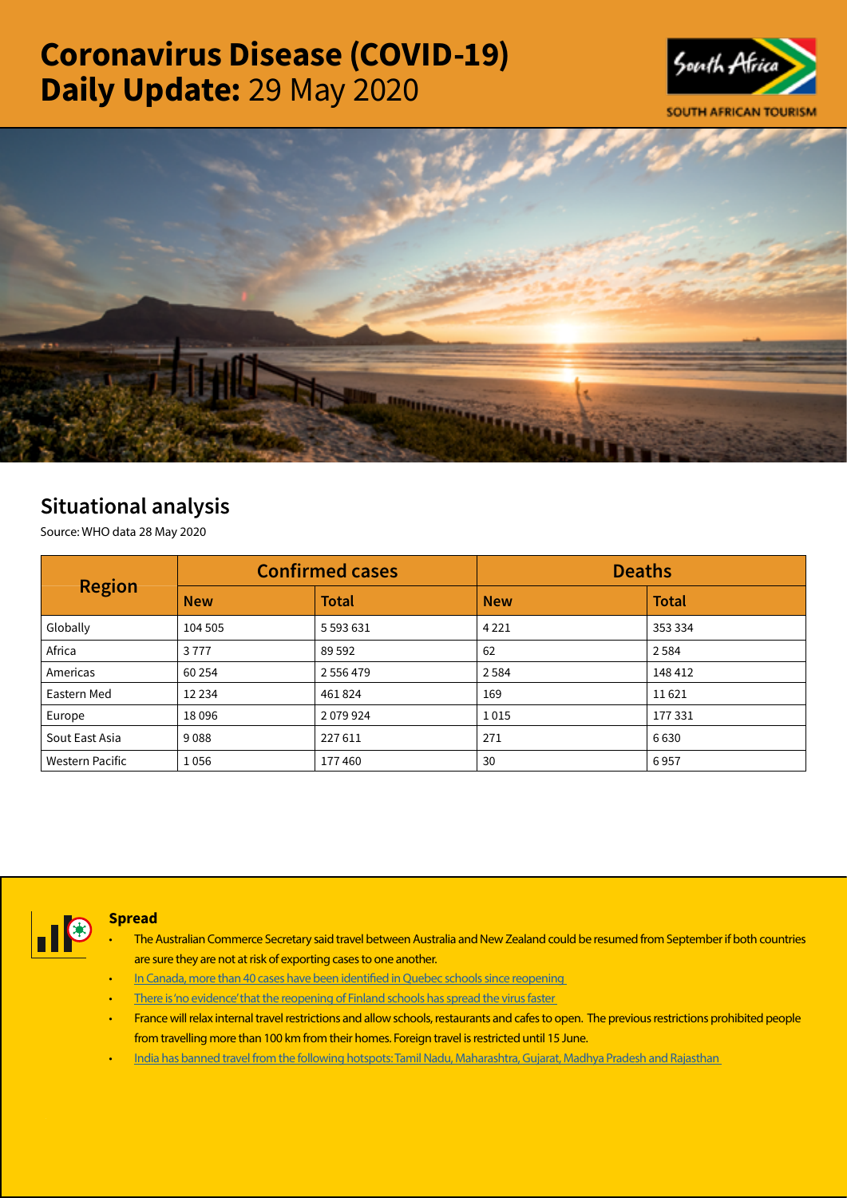# Coronavirus Disease (COVID-19) Daily Update: 29 May 2020

SOUTH AFRICAN TOURISM

## Situational analysis

Source: WHO data 28 May 2020

| Region | Confirmed cases | | Deaths | |
|---|---|---|---|---|
| | New | Total | New | Total |
| Globally | 104 505 | 5 593 631 | 4 221 | 353 334 |
| Africa | 3 777 | 89 592 | 62 | 2 584 |
| Americas | 60 254 | 2 556 479 | 2 584 | 148 412 |
| Eastern Med | 12 234 | 461 824 | 169 | 11 621 |
| Europe | 18 096 | 2 079 924 | 1 015 | 177 331 |
| Sout East Asia | 9 088 | 227 611 | 271 | 6 630 |
| Western Pacific | 1 056 | 177 460 | 30 | 6 957 |

### Spread

- The Australian Commerce Secretary said travel between Australia and New Zealand could be resumed from September if both countries are sure they are not at risk of exporting cases to one another.
- In Canada, more than 40 cases have been identified in Quebec schools since reopening
- There is 'no evidence' that the reopening of Finland schools has spread the virus faster
- France will relax internal travel restrictions and allow schools, restaurants and cafes to open. The previous restrictions prohibited people from travelling more than 100 km from their homes. Foreign travel is restricted until 15 June.
- India has banned travel from the following hotspots: Tamil Nadu, Maharashtra, Gujarat, Madhya Pradesh and Rajasthan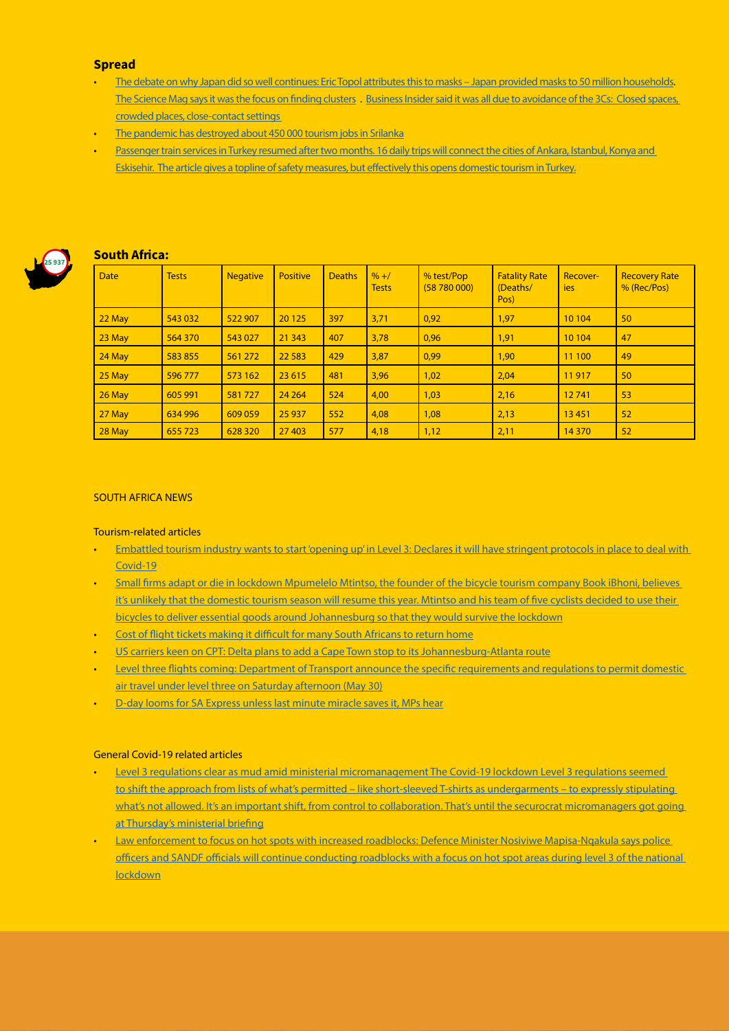## Spread

- The debate on why Japan did so well continues: Eric Topol attributes this to masks – Japan provided masks to 50 million households. The Science Mag says it was the focus on finding clusters . Business Insider said it was all due to avoidance of the 3Cs: Closed spaces, crowded places, close-contact settings
- The pandemic has destroyed about 450 000 tourism jobs in Srilanka
- Passenger train services in Turkey resumed after two months. 16 daily trips will connect the cities of Ankara, Istanbul, Konya and Eskisehir. The article gives a topline of safety measures, but effectively this opens domestic tourism in Turkey.

25 937

## South Africa:

| Date | Tests | Negative | Positive | Deaths | % +/ Tests | % test/Pop (58 780 000) | Fatality Rate (Deaths/ Pos) | Recover-ies | Recovery Rate % (Rec/Pos) |
|---|---|---|---|---|---|---|---|---|---|
| 22 May | 543 032 | 522 907 | 20 125 | 397 | 3,71 | 0,92 | 1,97 | 10 104 | 50 |
| 23 May | 564 370 | 543 027 | 21 343 | 407 | 3,78 | 0,96 | 1,91 | 10 104 | 47 |
| 24 May | 583 855 | 561 272 | 22 583 | 429 | 3,87 | 0,99 | 1,90 | 11 100 | 49 |
| 25 May | 596 777 | 573 162 | 23 615 | 481 | 3,96 | 1,02 | 2,04 | 11 917 | 50 |
| 26 May | 605 991 | 581 727 | 24 264 | 524 | 4,00 | 1,03 | 2,16 | 12 741 | 53 |
| 27 May | 634 996 | 609 059 | 25 937 | 552 | 4,08 | 1,08 | 2,13 | 13 451 | 52 |
| 28 May | 655 723 | 628 320 | 27 403 | 577 | 4,18 | 1,12 | 2,11 | 14 370 | 52 |

SOUTH AFRICA NEWS

Tourism-related articles

- Embattled tourism industry wants to start 'opening up' in Level 3: Declares it will have stringent protocols in place to deal with Covid-19
- Small firms adapt or die in lockdown Mpumelelo Mtintso, the founder of the bicycle tourism company Book iBhoni, believes it's unlikely that the domestic tourism season will resume this year. Mtintso and his team of five cyclists decided to use their bicycles to deliver essential goods around Johannesburg so that they would survive the lockdown
- Cost of flight tickets making it difficult for many South Africans to return home
- US carriers keen on CPT: Delta plans to add a Cape Town stop to its Johannesburg-Atlanta route
- Level three flights coming: Department of Transport announce the specific requirements and regulations to permit domestic air travel under level three on Saturday afternoon (May 30)
- D-day looms for SA Express unless last minute miracle saves it, MPs hear

General Covid-19 related articles

- Level 3 regulations clear as mud amid ministerial micromanagement The Covid-19 lockdown Level 3 regulations seemed to shift the approach from lists of what's permitted – like short-sleeved T-shirts as undergarments – to expressly stipulating what's not allowed. It's an important shift, from control to collaboration. That's until the securocrat micromanagers got going at Thursday's ministerial briefing
- Law enforcement to focus on hot spots with increased roadblocks: Defence Minister Nosiviwe Mapisa-Nqakula says police officers and SANDF officials will continue conducting roadblocks with a focus on hot spot areas during level 3 of the national lockdown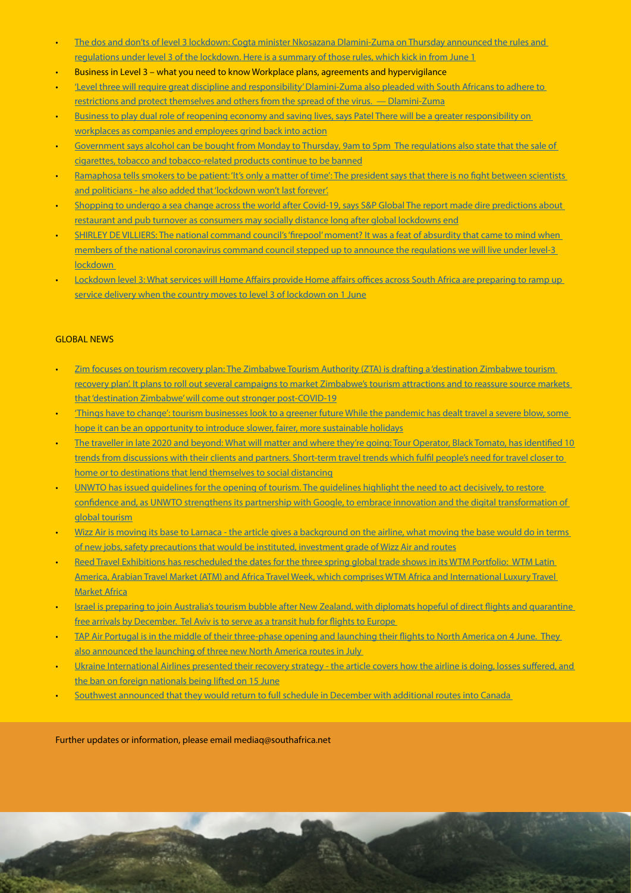- The dos and don'ts of level 3 lockdown: Cogta minister Nkosazana Dlamini-Zuma on Thursday announced the rules and regulations under level 3 of the lockdown. Here is a summary of those rules, which kick in from June 1
- Business in Level 3 – what you need to know Workplace plans, agreements and hypervigilance
- 'Level three will require great discipline and responsibility' Dlamini-Zuma also pleaded with South Africans to adhere to restrictions and protect themselves and others from the spread of the virus. — Dlamini-Zuma
- Business to play dual role of reopening economy and saving lives, says Patel There will be a greater responsibility on workplaces as companies and employees grind back into action
- Government says alcohol can be bought from Monday to Thursday, 9am to 5pm The regulations also state that the sale of cigarettes, tobacco and tobacco-related products continue to be banned
- Ramaphosa tells smokers to be patient: 'It's only a matter of time': The president says that there is no fight between scientists and politicians - he also added that 'lockdown won't last forever'.
- Shopping to undergo a sea change across the world after Covid-19, says S&P Global The report made dire predictions about restaurant and pub turnover as consumers may socially distance long after global lockdowns end
- SHIRLEY DE VILLIERS: The national command council's 'firepool' moment? It was a feat of absurdity that came to mind when members of the national coronavirus command council stepped up to announce the regulations we will live under level-3 lockdown
- Lockdown level 3: What services will Home Affairs provide Home affairs offices across South Africa are preparing to ramp up service delivery when the country moves to level 3 of lockdown on 1 June

GLOBAL NEWS

- Zim focuses on tourism recovery plan: The Zimbabwe Tourism Authority (ZTA) is drafting a 'destination Zimbabwe tourism recovery plan'. It plans to roll out several campaigns to market Zimbabwe's tourism attractions and to reassure source markets that 'destination Zimbabwe' will come out stronger post-COVID-19
- 'Things have to change': tourism businesses look to a greener future While the pandemic has dealt travel a severe blow, some hope it can be an opportunity to introduce slower, fairer, more sustainable holidays
- The traveller in late 2020 and beyond: What will matter and where they're going: Tour Operator, Black Tomato, has identified 10 trends from discussions with their clients and partners. Short-term travel trends which fulfil people's need for travel closer to home or to destinations that lend themselves to social distancing
- UNWTO has issued guidelines for the opening of tourism. The guidelines highlight the need to act decisively, to restore confidence and, as UNWTO strengthens its partnership with Google, to embrace innovation and the digital transformation of global tourism
- Wizz Air is moving its base to Larnaca - the article gives a background on the airline, what moving the base would do in terms of new jobs, safety precautions that would be instituted, investment grade of Wizz Air and routes
- Reed Travel Exhibitions has rescheduled the dates for the three spring global trade shows in its WTM Portfolio: WTM Latin America, Arabian Travel Market (ATM) and Africa Travel Week, which comprises WTM Africa and International Luxury Travel Market Africa
- Israel is preparing to join Australia's tourism bubble after New Zealand, with diplomats hopeful of direct flights and quarantine free arrivals by December. Tel Aviv is to serve as a transit hub for flights to Europe
- TAP Air Portugal is in the middle of their three-phase opening and launching their flights to North America on 4 June. They also announced the launching of three new North America routes in July
- Ukraine International Airlines presented their recovery strategy - the article covers how the airline is doing, losses suffered, and the ban on foreign nationals being lifted on 15 June
- Southwest announced that they would return to full schedule in December with additional routes into Canada

Further updates or information, please email mediaq@southafrica.net